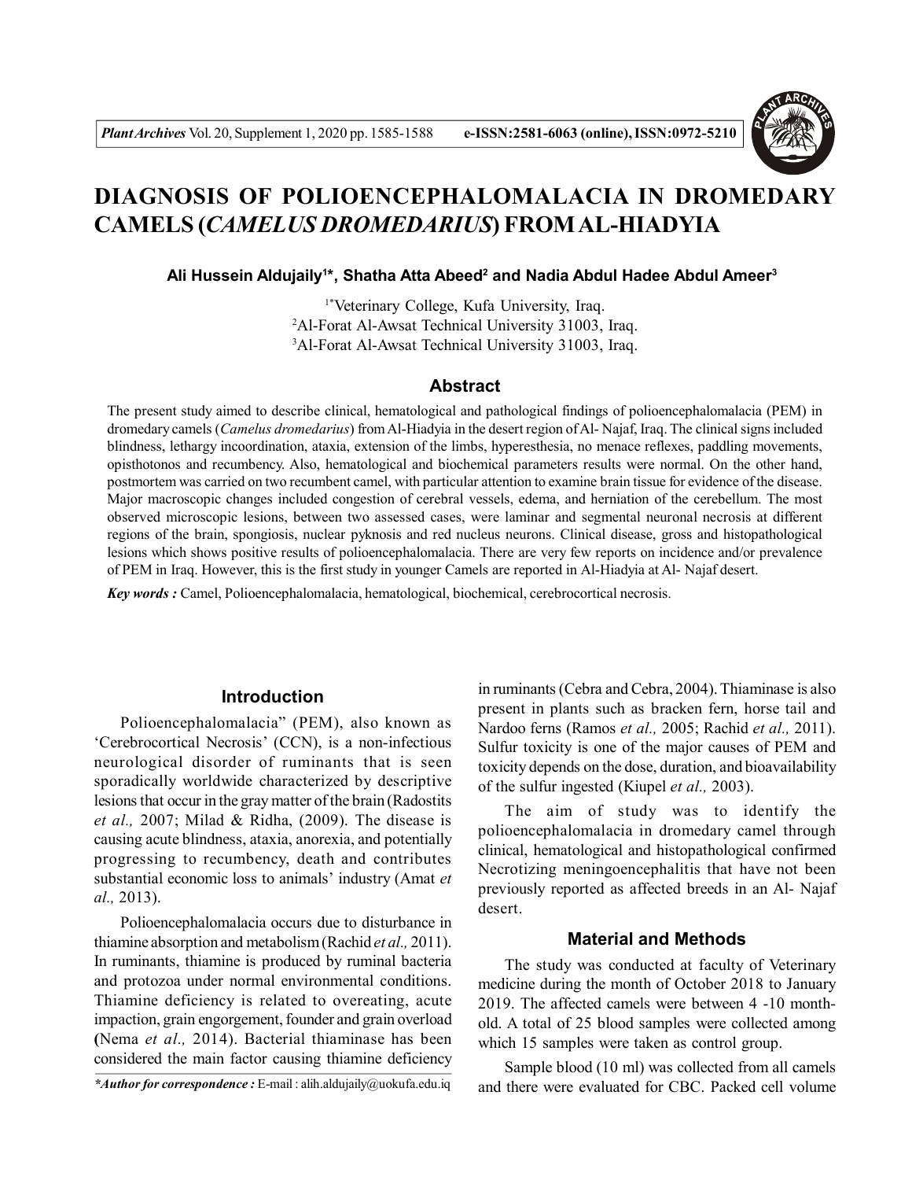# DIAGNOSIS OF POLIOENCEPHALOMALACIA IN DROMEDARY CAMELS (*CAMELUS DROMEDARIUS*) FROM AL-HIADYIA

**Ali Hussein Aldujaily[1]\*, Shatha Atta Abeed[2] and Nadia Abdul Hadee Abdul Ameer[3]**

[1\*]Veterinary College, Kufa University, Iraq.
[2]Al-Forat Al-Awsat Technical University 31003, Iraq.
[3]Al-Forat Al-Awsat Technical University 31003, Iraq.

## Abstract

The present study aimed to describe clinical, hematological and pathological findings of polioencephalomalacia (PEM) in dromedary camels (*Camelus dromedarius*) from Al-Hiadyia in the desert region of Al- Najaf, Iraq. The clinical signs included blindness, lethargy incoordination, ataxia, extension of the limbs, hyperesthesia, no menace reflexes, paddling movements, opisthotonos and recumbency. Also, hematological and biochemical parameters results were normal. On the other hand, postmortem was carried on two recumbent camel, with particular attention to examine brain tissue for evidence of the disease. Major macroscopic changes included congestion of cerebral vessels, edema, and herniation of the cerebellum. The most observed microscopic lesions, between two assessed cases, were laminar and segmental neuronal necrosis at different regions of the brain, spongiosis, nuclear pyknosis and red nucleus neurons. Clinical disease, gross and histopathological lesions which shows positive results of polioencephalomalacia. There are very few reports on incidence and/or prevalence of PEM in Iraq. However, this is the first study in younger Camels are reported in Al-Hiadyia at Al- Najaf desert.

***Key words :*** Camel, Polioencephalomalacia, hematological, biochemical, cerebrocortical necrosis.

## Introduction

Polioencephalomalacia" (PEM), also known as 'Cerebrocortical Necrosis' (CCN), is a non-infectious neurological disorder of ruminants that is seen sporadically worldwide characterized by descriptive lesions that occur in the gray matter of the brain (Radostits *et al.,* 2007; Milad & Ridha, (2009). The disease is causing acute blindness, ataxia, anorexia, and potentially progressing to recumbency, death and contributes substantial economic loss to animals' industry (Amat *et al.,* 2013).

Polioencephalomalacia occurs due to disturbance in thiamine absorption and metabolism (Rachid *et al.,* 2011). In ruminants, thiamine is produced by ruminal bacteria and protozoa under normal environmental conditions. Thiamine deficiency is related to overeating, acute impaction, grain engorgement, founder and grain overload (Nema *et al.,* 2014). Bacterial thiaminase has been considered the main factor causing thiamine deficiency in ruminants (Cebra and Cebra, 2004). Thiaminase is also present in plants such as bracken fern, horse tail and Nardoo ferns (Ramos *et al.,* 2005; Rachid *et al.,* 2011). Sulfur toxicity is one of the major causes of PEM and toxicity depends on the dose, duration, and bioavailability of the sulfur ingested (Kiupel *et al.,* 2003).

The aim of study was to identify the polioencephalomalacia in dromedary camel through clinical, hematological and histopathological confirmed Necrotizing meningoencephalitis that have not been previously reported as affected breeds in an Al- Najaf desert.

## Material and Methods

The study was conducted at faculty of Veterinary medicine during the month of October 2018 to January 2019. The affected camels were between 4 -10 month-old. A total of 25 blood samples were collected among which 15 samples were taken as control group.

Sample blood (10 ml) was collected from all camels and there were evaluated for CBC. Packed cell volume

***\*Author for correspondence :*** E-mail : alih.aldujaily@uokufa.edu.iq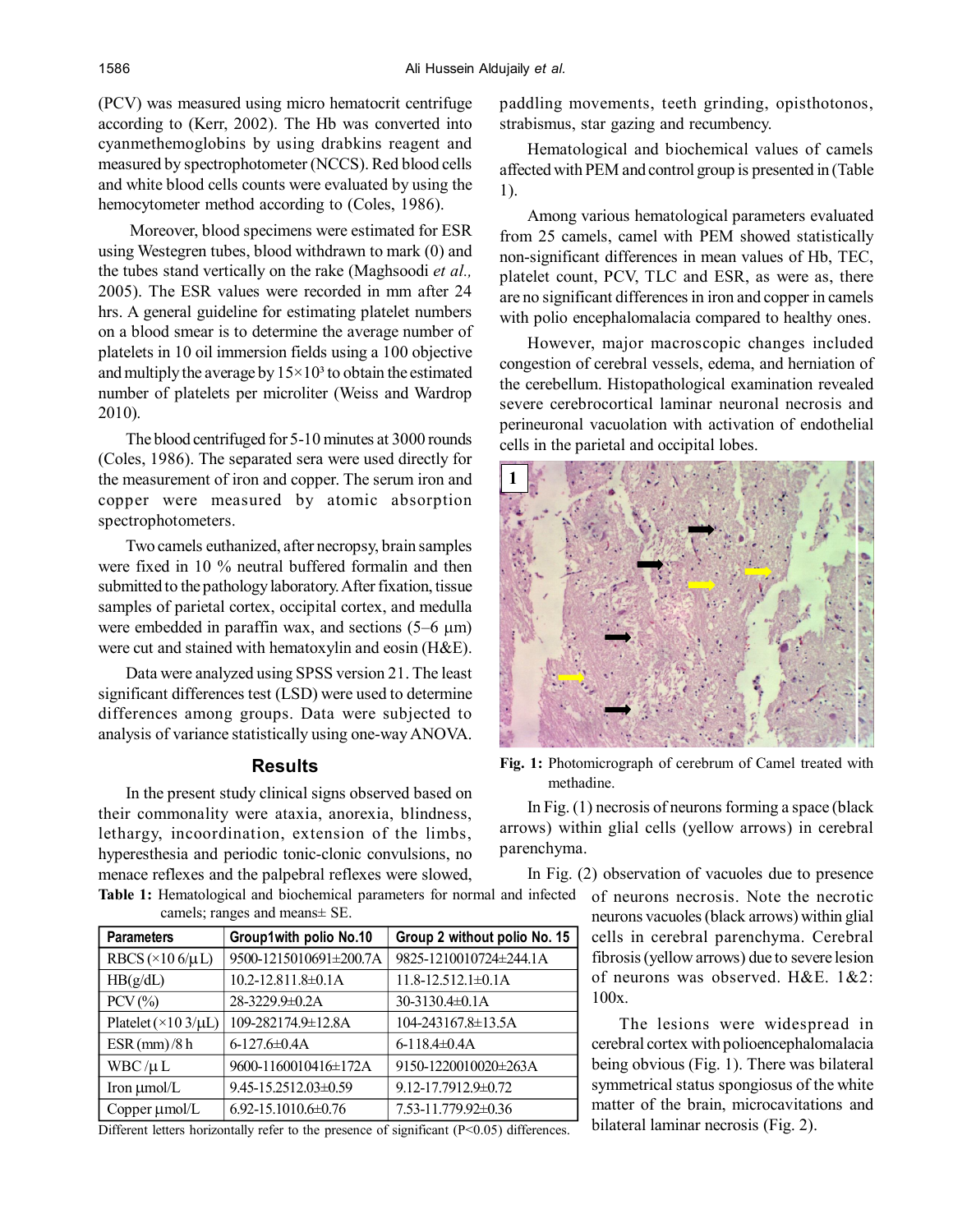(PCV) was measured using micro hematocrit centrifuge according to (Kerr, 2002). The Hb was converted into cyanmethemoglobins by using drabkins reagent and measured by spectrophotometer (NCCS). Red blood cells and white blood cells counts were evaluated by using the hemocytometer method according to (Coles, 1986).

Moreover, blood specimens were estimated for ESR using Westegren tubes, blood withdrawn to mark (0) and the tubes stand vertically on the rake (Maghsoodi *et al.,* 2005). The ESR values were recorded in mm after 24 hrs. A general guideline for estimating platelet numbers on a blood smear is to determine the average number of platelets in 10 oil immersion fields using a 100 objective and multiply the average by $15\times10^3$ to obtain the estimated number of platelets per microliter (Weiss and Wardrop 2010).

The blood centrifuged for 5-10 minutes at 3000 rounds (Coles, 1986). The separated sera were used directly for the measurement of iron and copper. The serum iron and copper were measured by atomic absorption spectrophotometers.

Two camels euthanized, after necropsy, brain samples were fixed in 10 % neutral buffered formalin and then submitted to the pathology laboratory. After fixation, tissue samples of parietal cortex, occipital cortex, and medulla were embedded in paraffin wax, and sections (5–6 μm) were cut and stained with hematoxylin and eosin (H&E).

Data were analyzed using SPSS version 21. The least significant differences test (LSD) were used to determine differences among groups. Data were subjected to analysis of variance statistically using one-way ANOVA.

## Results

In the present study clinical signs observed based on their commonality were ataxia, anorexia, blindness, lethargy, incoordination, extension of the limbs, hyperesthesia and periodic tonic-clonic convulsions, no menace reflexes and the palpebral reflexes were slowed, paddling movements, teeth grinding, opisthotonos, strabismus, star gazing and recumbency.

Hematological and biochemical values of camels affected with PEM and control group is presented in (Table 1).

Among various hematological parameters evaluated from 25 camels, camel with PEM showed statistically non-significant differences in mean values of Hb, TEC, platelet count, PCV, TLC and ESR, as were as, there are no significant differences in iron and copper in camels with polio encephalomalacia compared to healthy ones.

However, major macroscopic changes included congestion of cerebral vessels, edema, and herniation of the cerebellum. Histopathological examination revealed severe cerebrocortical laminar neuronal necrosis and perineuronal vacuolation with activation of endothelial cells in the parietal and occipital lobes.

**Fig. 1:** Photomicrograph of cerebrum of Camel treated with methadine.

In Fig. (1) necrosis of neurons forming a space (black arrows) within glial cells (yellow arrows) in cerebral parenchyma.

In Fig. (2) observation of vacuoles due to presence of neurons necrosis. Note the necrotic neurons vacuoles (black arrows) within glial cells in cerebral parenchyma. Cerebral fibrosis (yellow arrows) due to severe lesion of neurons was observed. H&E. 1&2: 100x.

**Table 1:** Hematological and biochemical parameters for normal and infected camels; ranges and means± SE.

| Parameters | Group1with polio No.10 | Group 2 without polio No. 15 |
|---|---|---|
| RBCS (×10 6/μL) | 9500-1215010691±200.7A | 9825-1210010724±244.1A |
| HB(g/dL) | 10.2-12.811.8±0.1A | 11.8-12.512.1±0.1A |
| PCV (%) | 28-3229.9±0.2A | 30-3130.4±0.1A |
| Platelet (×10 3/μL) | 109-282174.9±12.8A | 104-243167.8±13.5A |
| ESR (mm) /8 h | 6-127.6±0.4A | 6-118.4±0.4A |
| WBC /μ L | 9600-1160010416±172A | 9150-1220010020±263A |
| Iron μmol/L | 9.45-15.2512.03±0.59 | 9.12-17.7912.9±0.72 |
| Copper μmol/L | 6.92-15.1010.6±0.76 | 7.53-11.779.92±0.36 |

Different letters horizontally refer to the presence of significant ($P<0.05$) differences.

The lesions were widespread in cerebral cortex with polioencephalomalacia being obvious (Fig. 1). There was bilateral symmetrical status spongiosus of the white matter of the brain, microcavitations and bilateral laminar necrosis (Fig. 2).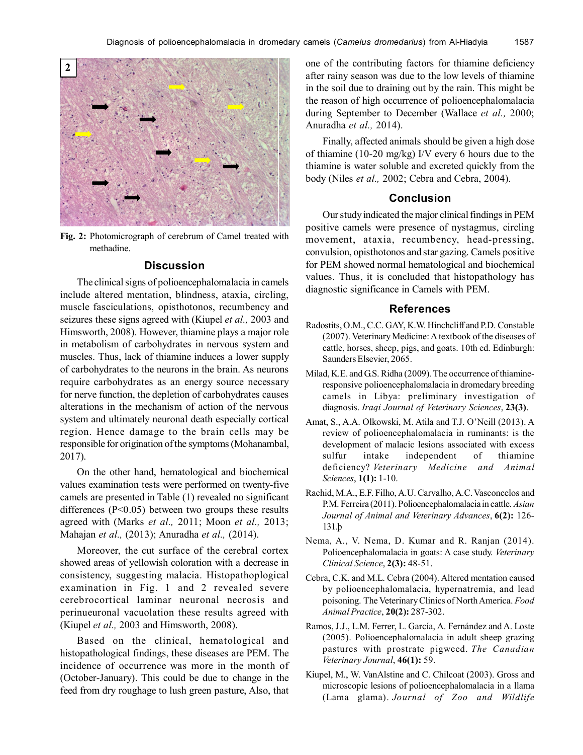Fig. 2: Photomicrograph of cerebrum of Camel treated with methadine.

## Discussion

The clinical signs of polioencephalomalacia in camels include altered mentation, blindness, ataxia, circling, muscle fasciculations, opisthotonos, recumbency and seizures these signs agreed with (Kiupel *et al.,* 2003 and Himsworth, 2008). However, thiamine plays a major role in metabolism of carbohydrates in nervous system and muscles. Thus, lack of thiamine induces a lower supply of carbohydrates to the neurons in the brain. As neurons require carbohydrates as an energy source necessary for nerve function, the depletion of carbohydrates causes alterations in the mechanism of action of the nervous system and ultimately neuronal death especially cortical region. Hence damage to the brain cells may be responsible for origination of the symptoms (Mohanambal, 2017).

On the other hand, hematological and biochemical values examination tests were performed on twenty-five camels are presented in Table (1) revealed no significant differences ($P<0.05$) between two groups these results agreed with (Marks *et al.,* 2011; Moon *et al.,* 2013; Mahajan *et al.,* (2013); Anuradha *et al.,* (2014).

Moreover, the cut surface of the cerebral cortex showed areas of yellowish coloration with a decrease in consistency, suggesting malacia. Histopathoplogical examination in Fig. 1 and 2 revealed severe cerebrocortical laminar neuronal necrosis and perinueuronal vacuolation these results agreed with (Kiupel *et al.,* 2003 and Himsworth, 2008).

Based on the clinical, hematological and histopathological findings, these diseases are PEM. The incidence of occurrence was more in the month of (October-January). This could be due to change in the feed from dry roughage to lush green pasture, Also, that one of the contributing factors for thiamine deficiency after rainy season was due to the low levels of thiamine in the soil due to draining out by the rain. This might be the reason of high occurrence of polioencephalomalacia during September to December (Wallace *et al.,* 2000; Anuradha *et al.,* 2014).

Finally, affected animals should be given a high dose of thiamine (10-20 mg/kg) I/V every 6 hours due to the thiamine is water soluble and excreted quickly from the body (Niles *et al.,* 2002; Cebra and Cebra, 2004).

## Conclusion

Our study indicated the major clinical findings in PEM positive camels were presence of nystagmus, circling movement, ataxia, recumbency, head-pressing, convulsion, opisthotonos and star gazing. Camels positive for PEM showed normal hematological and biochemical values. Thus, it is concluded that histopathology has diagnostic significance in Camels with PEM.

## References

Radostits, O.M., C.C. GAY, K.W. Hinchcliff and P.D. Constable (2007). Veterinary Medicine: A textbook of the diseases of cattle, horses, sheep, pigs, and goats. 10th ed. Edinburgh: Saunders Elsevier, 2065.

Milad, K.E. and G.S. Ridha (2009). The occurrence of thiamine-responsive polioencephalomalacia in dromedary breeding camels in Libya: preliminary investigation of diagnosis. *Iraqi Journal of Veterinary Sciences*, **23(3)**.

Amat, S., A.A. Olkowski, M. Atila and T.J. O'Neill (2013). A review of polioencephalomalacia in ruminants: is the development of malacic lesions associated with excess sulfur intake independent of thiamine deficiency? *Veterinary Medicine and Animal Sciences*, **1(1):** 1-10.

Rachid, M.A., E.F. Filho, A.U. Carvalho, A.C. Vasconcelos and P.M. Ferreira (2011). Polioencephalomalacia in cattle. *Asian Journal of Animal and Veterinary Advances*, **6(2):** 126-131.þ

Nema, A., V. Nema, D. Kumar and R. Ranjan (2014). Polioencephalomalacia in goats: A case study. *Veterinary Clinical Science*, **2(3):** 48-51.

Cebra, C.K. and M.L. Cebra (2004). Altered mentation caused by polioencephalomalacia, hypernatremia, and lead poisoning. The Veterinary Clinics of North America. *Food Animal Practice*, **20(2):** 287-302.

Ramos, J.J., L.M. Ferrer, L. García, A. Fernández and A. Loste (2005). Polioencephalomalacia in adult sheep grazing pastures with prostrate pigweed. *The Canadian Veterinary Journal*, **46(1):** 59.

Kiupel, M., W. VanAlstine and C. Chilcoat (2003). Gross and microscopic lesions of polioencephalomalacia in a llama (Lama glama). *Journal of Zoo and Wildlife*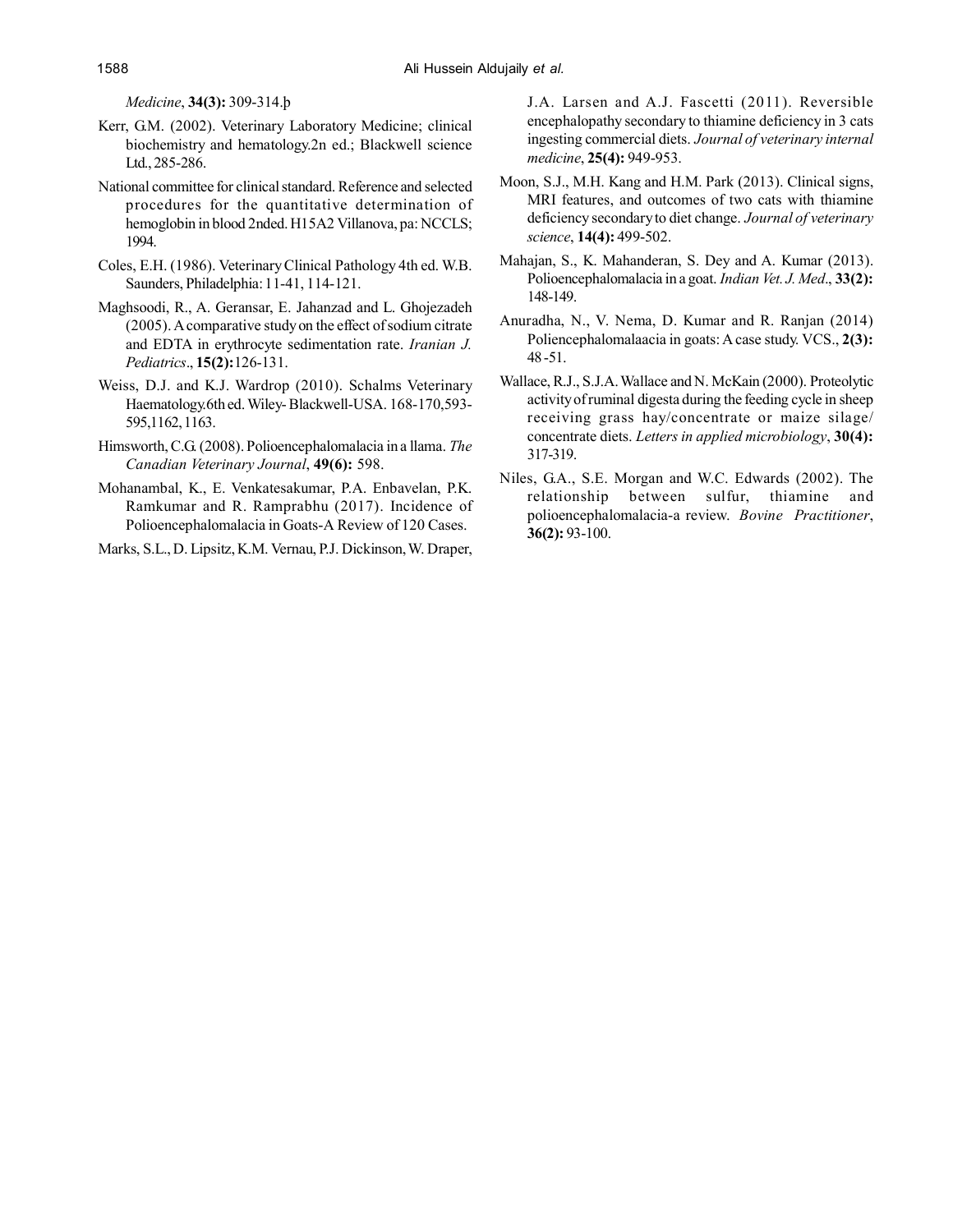*Medicine*, **34(3):** 309-314.þ

Kerr, G.M. (2002). Veterinary Laboratory Medicine; clinical biochemistry and hematology.2n ed.; Blackwell science Ltd., 285-286.

National committee for clinical standard. Reference and selected procedures for the quantitative determination of hemoglobin in blood 2nded. H15A2 Villanova, pa: NCCLS; 1994.

Coles, E.H. (1986). Veterinary Clinical Pathology 4th ed. W.B. Saunders, Philadelphia: 11-41, 114-121.

Maghsoodi, R., A. Geransar, E. Jahanzad and L. Ghojezadeh (2005). A comparative study on the effect of sodium citrate and EDTA in erythrocyte sedimentation rate. *Iranian J. Pediatrics*., **15(2):**126-131.

Weiss, D.J. and K.J. Wardrop (2010). Schalms Veterinary Haematology.6th ed. Wiley- Blackwell-USA. 168-170,593-595,1162, 1163.

Himsworth, C.G. (2008). Polioencephalomalacia in a llama. *The Canadian Veterinary Journal*, **49(6):** 598.

Mohanambal, K., E. Venkatesakumar, P.A. Enbavelan, P.K. Ramkumar and R. Ramprabhu (2017). Incidence of Polioencephalomalacia in Goats-A Review of 120 Cases.

Marks, S.L., D. Lipsitz, K.M. Vernau, P.J. Dickinson, W. Draper, J.A. Larsen and A.J. Fascetti (2011). Reversible encephalopathy secondary to thiamine deficiency in 3 cats ingesting commercial diets. *Journal of veterinary internal medicine*, **25(4):** 949-953.

Moon, S.J., M.H. Kang and H.M. Park (2013). Clinical signs, MRI features, and outcomes of two cats with thiamine deficiency secondary to diet change. *Journal of veterinary science*, **14(4):** 499-502.

Mahajan, S., K. Mahanderan, S. Dey and A. Kumar (2013). Polioencephalomalacia in a goat. *Indian Vet. J. Med*., **33(2):** 148-149.

Anuradha, N., V. Nema, D. Kumar and R. Ranjan (2014) Poliencephalomalaacia in goats: A case study. VCS., **2(3):** 48 -51.

Wallace, R.J., S.J.A. Wallace and N. McKain (2000). Proteolytic activity of ruminal digesta during the feeding cycle in sheep receiving grass hay/concentrate or maize silage/ concentrate diets. *Letters in applied microbiology*, **30(4):** 317-319.

Niles, G.A., S.E. Morgan and W.C. Edwards (2002). The relationship between sulfur, thiamine and polioencephalomalacia-a review. *Bovine Practitioner*, **36(2):** 93-100.